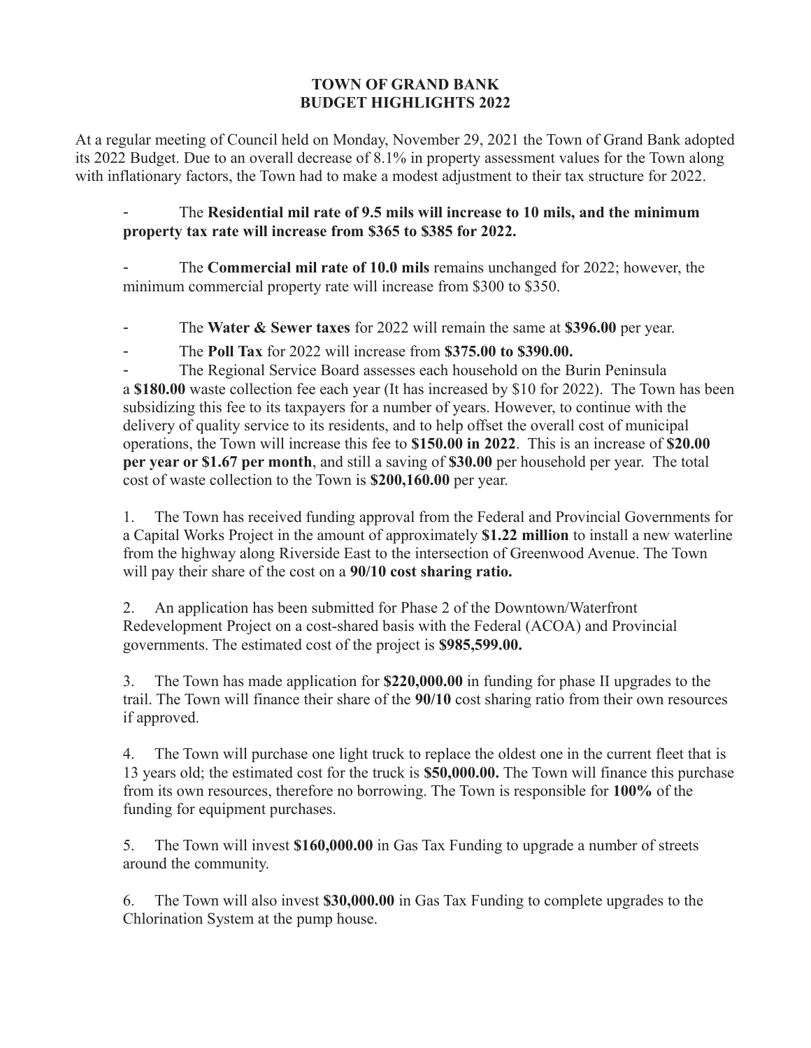# TOWN OF GRAND BANK
## BUDGET HIGHLIGHTS 2022

At a regular meeting of Council held on Monday, November 29, 2021 the Town of Grand Bank adopted its 2022 Budget. Due to an overall decrease of 8.1% in property assessment values for the Town along with inflationary factors, the Town had to make a modest adjustment to their tax structure for 2022.

- The **Residential mil rate of 9.5 mils will increase to 10 mils, and the minimum property tax rate will increase from $365 to $385 for 2022.**

- The **Commercial mil rate of 10.0 mils** remains unchanged for 2022; however, the minimum commercial property rate will increase from $300 to $350.

- The **Water & Sewer taxes** for 2022 will remain the same at **$396.00** per year.
- The **Poll Tax** for 2022 will increase from **$375.00 to $390.00.**
- The Regional Service Board assesses each household on the Burin Peninsula a **$180.00** waste collection fee each year (It has increased by $10 for 2022). The Town has been subsidizing this fee to its taxpayers for a number of years. However, to continue with the delivery of quality service to its residents, and to help offset the overall cost of municipal operations, the Town will increase this fee to **$150.00 in 2022**. This is an increase of **$20.00 per year or $1.67 per month**, and still a saving of **$30.00** per household per year. The total cost of waste collection to the Town is **$200,160.00** per year.

1. The Town has received funding approval from the Federal and Provincial Governments for a Capital Works Project in the amount of approximately **$1.22 million** to install a new waterline from the highway along Riverside East to the intersection of Greenwood Avenue. The Town will pay their share of the cost on a **90/10 cost sharing ratio.**

2. An application has been submitted for Phase 2 of the Downtown/Waterfront Redevelopment Project on a cost-shared basis with the Federal (ACOA) and Provincial governments. The estimated cost of the project is **$985,599.00.**

3. The Town has made application for **$220,000.00** in funding for phase II upgrades to the trail. The Town will finance their share of the **90/10** cost sharing ratio from their own resources if approved.

4. The Town will purchase one light truck to replace the oldest one in the current fleet that is 13 years old; the estimated cost for the truck is **$50,000.00.** The Town will finance this purchase from its own resources, therefore no borrowing. The Town is responsible for **100%** of the funding for equipment purchases.

5. The Town will invest **$160,000.00** in Gas Tax Funding to upgrade a number of streets around the community.

6. The Town will also invest **$30,000.00** in Gas Tax Funding to complete upgrades to the Chlorination System at the pump house.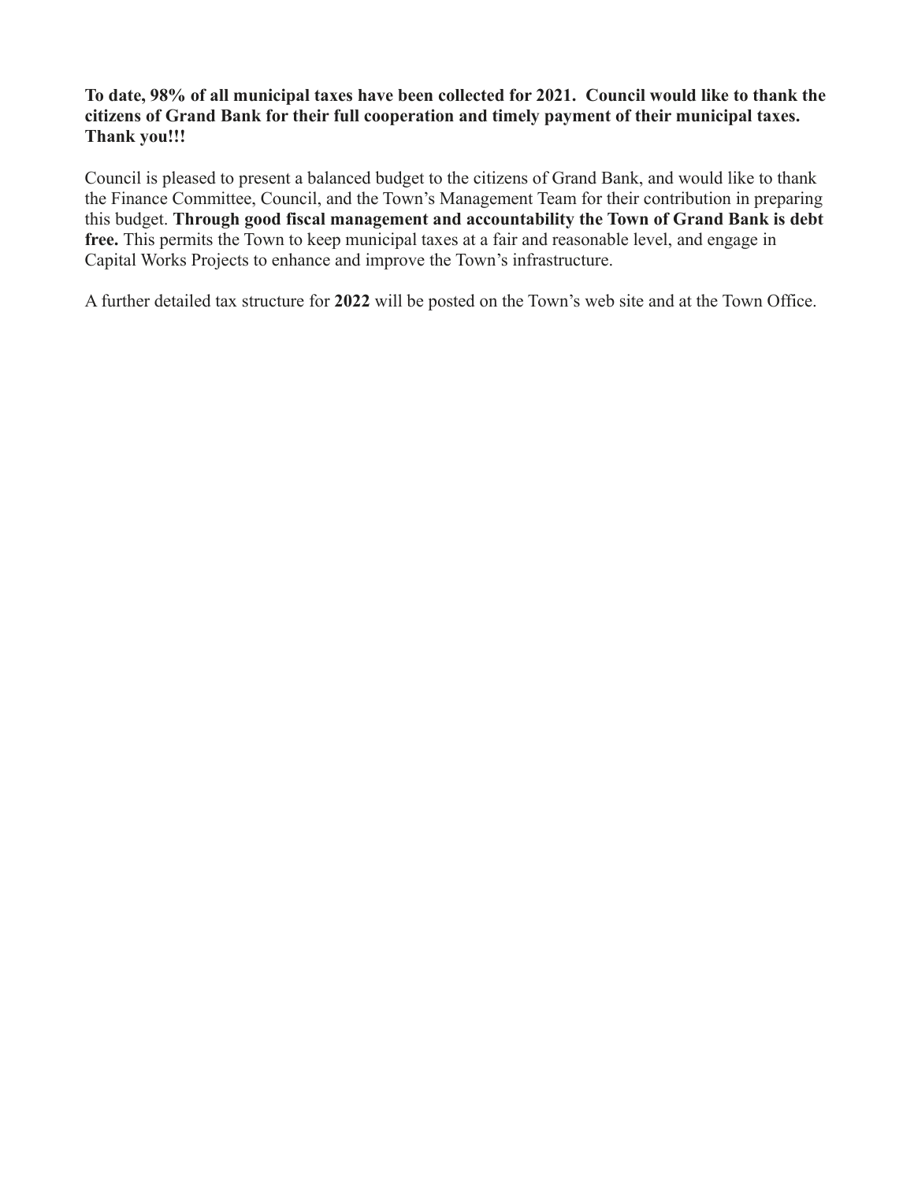**To date, 98% of all municipal taxes have been collected for 2021. Council would like to thank the citizens of Grand Bank for their full cooperation and timely payment of their municipal taxes. Thank you!!!**

Council is pleased to present a balanced budget to the citizens of Grand Bank, and would like to thank the Finance Committee, Council, and the Town's Management Team for their contribution in preparing this budget. **Through good fiscal management and accountability the Town of Grand Bank is debt free.** This permits the Town to keep municipal taxes at a fair and reasonable level, and engage in Capital Works Projects to enhance and improve the Town's infrastructure.

A further detailed tax structure for **2022** will be posted on the Town's web site and at the Town Office.